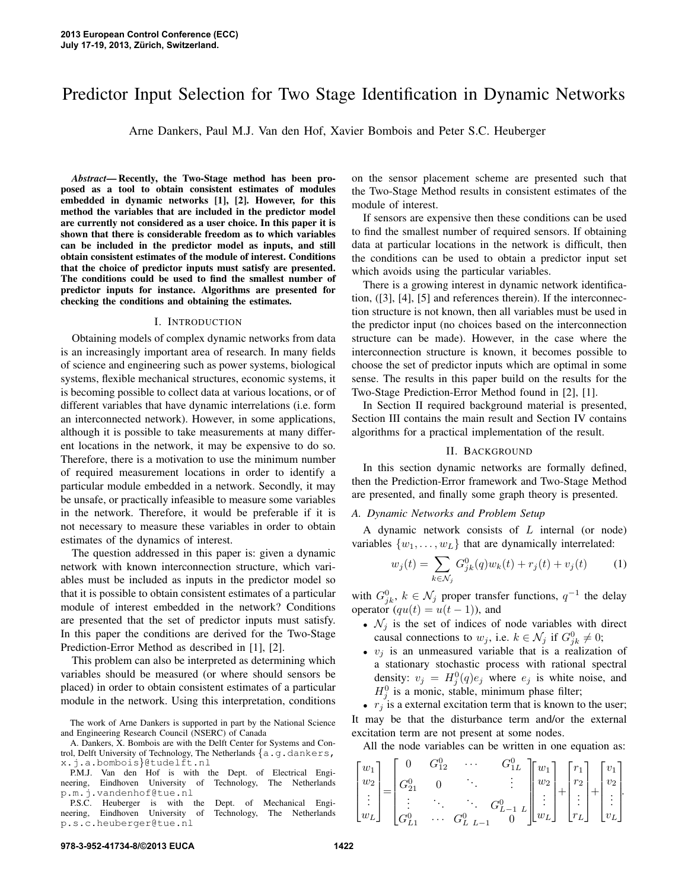# Predictor Input Selection for Two Stage Identification in Dynamic Networks

Arne Dankers, Paul M.J. Van den Hof, Xavier Bombois and Peter S.C. Heuberger

***Abstract*— Recently, the Two-Stage method has been proposed as a tool to obtain consistent estimates of modules embedded in dynamic networks [1], [2]. However, for this method the variables that are included in the predictor model are currently not considered as a user choice. In this paper it is shown that there is considerable freedom as to which variables can be included in the predictor model as inputs, and still obtain consistent estimates of the module of interest. Conditions that the choice of predictor inputs must satisfy are presented. The conditions could be used to find the smallest number of predictor inputs for instance. Algorithms are presented for checking the conditions and obtaining the estimates.**

## I. Introduction

Obtaining models of complex dynamic networks from data is an increasingly important area of research. In many fields of science and engineering such as power systems, biological systems, flexible mechanical structures, economic systems, it is becoming possible to collect data at various locations, or of different variables that have dynamic interrelations (i.e. form an interconnected network). However, in some applications, although it is possible to take measurements at many different locations in the network, it may be expensive to do so. Therefore, there is a motivation to use the minimum number of required measurement locations in order to identify a particular module embedded in a network. Secondly, it may be unsafe, or practically infeasible to measure some variables in the network. Therefore, it would be preferable if it is not necessary to measure these variables in order to obtain estimates of the dynamics of interest.

The question addressed in this paper is: given a dynamic network with known interconnection structure, which variables must be included as inputs in the predictor model so that it is possible to obtain consistent estimates of a particular module of interest embedded in the network? Conditions are presented that the set of predictor inputs must satisfy. In this paper the conditions are derived for the Two-Stage Prediction-Error Method as described in [1], [2].

This problem can also be interpreted as determining which variables should be measured (or where should sensors be placed) in order to obtain consistent estimates of a particular module in the network. Using this interpretation, conditions on the sensor placement scheme are presented such that the Two-Stage Method results in consistent estimates of the module of interest.

If sensors are expensive then these conditions can be used to find the smallest number of required sensors. If obtaining data at particular locations in the network is difficult, then the conditions can be used to obtain a predictor input set which avoids using the particular variables.

There is a growing interest in dynamic network identification, ([3], [4], [5] and references therein). If the interconnection structure is not known, then all variables must be used in the predictor input (no choices based on the interconnection structure can be made). However, in the case where the interconnection structure is known, it becomes possible to choose the set of predictor inputs which are optimal in some sense. The results in this paper build on the results for the Two-Stage Prediction-Error Method found in [2], [1].

In Section II required background material is presented, Section III contains the main result and Section IV contains algorithms for a practical implementation of the result.

## II. Background

In this section dynamic networks are formally defined, then the Prediction-Error framework and Two-Stage Method are presented, and finally some graph theory is presented.

### A. Dynamic Networks and Problem Setup

A dynamic network consists of $L$ internal (or node) variables $\{w_1, \ldots, w_L\}$ that are dynamically interrelated:

$$w_j(t) = \sum_{k \in \mathcal{N}_j} G^0_{jk}(q) w_k(t) + r_j(t) + v_j(t) \qquad (1)$$

with $G^0_{jk}$, $k \in \mathcal{N}_j$ proper transfer functions, $q^{-1}$ the delay operator ($qu(t) = u(t-1)$), and

- $\mathcal{N}_j$ is the set of indices of node variables with direct causal connections to $w_j$, i.e. $k \in \mathcal{N}_j$ if $G^0_{jk} \neq 0$;
- $v_j$ is an unmeasured variable that is a realization of a stationary stochastic process with rational spectral density: $v_j = H^0_j(q)e_j$ where $e_j$ is white noise, and $H^0_j$ is a monic, stable, minimum phase filter;
- $r_j$ is a external excitation term that is known to the user;

It may be that the disturbance term and/or the external excitation term are not present at some nodes.

All the node variables can be written in one equation as:

$$\begin{bmatrix} w_1 \\ w_2 \\ \vdots \\ w_L \end{bmatrix} = \begin{bmatrix} 0 & G^0_{12} & \cdots & G^0_{1L} \\ G^0_{21} & 0 & \ddots & \vdots \\ \vdots & \ddots & \ddots & G^0_{L-1\ L} \\ G^0_{L1} & \cdots & G^0_{L\ L-1} & 0 \end{bmatrix} \begin{bmatrix} w_1 \\ w_2 \\ \vdots \\ w_L \end{bmatrix} + \begin{bmatrix} r_1 \\ r_2 \\ \vdots \\ r_L \end{bmatrix} + \begin{bmatrix} v_1 \\ v_2 \\ \vdots \\ v_L \end{bmatrix}.$$

The work of Arne Dankers is supported in part by the National Science and Engineering Research Council (NSERC) of Canada

A. Dankers, X. Bombois are with the Delft Center for Systems and Control, Delft University of Technology, The Netherlands {a.g.dankers, x.j.a.bombois}@tudelft.nl

P.M.J. Van den Hof is with the Dept. of Electrical Engineering, Eindhoven University of Technology, The Netherlands p.m.j.vandenhof@tue.nl

P.S.C. Heuberger is with the Dept. of Mechanical Engineering, Eindhoven University of Technology, The Netherlands p.s.c.heuberger@tue.nl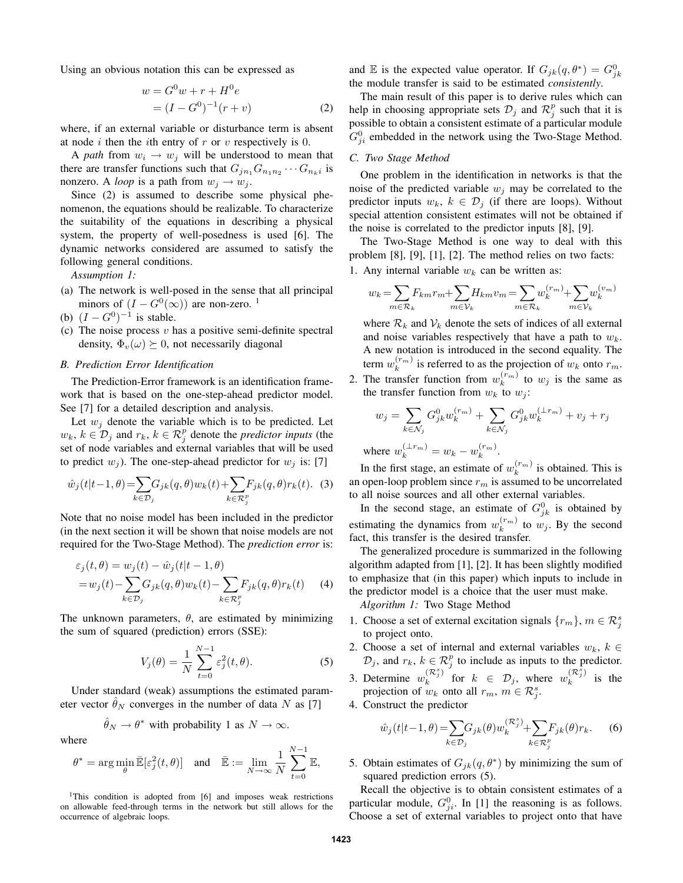Using an obvious notation this can be expressed as

$$
\begin{aligned}
w &= G^0 w + r + H^0 e \\
&= (I - G^0)^{-1}(r + v)
\end{aligned}
\tag{2}
$$

where, if an external variable or disturbance term is absent at node $i$ then the $i$th entry of $r$ or $v$ respectively is 0.

A *path* from $w_i \to w_j$ will be understood to mean that there are transfer functions such that $G_{jn_1}G_{n_1n_2}\cdots G_{n_ki}$ is nonzero. A *loop* is a path from $w_j \to w_j$.

Since (2) is assumed to describe some physical phenomenon, the equations should be realizable. To characterize the suitability of the equations in describing a physical system, the property of well-posedness is used [6]. The dynamic networks considered are assumed to satisfy the following general conditions.

*Assumption 1:*

(a) The network is well-posed in the sense that all principal minors of $(I - G^0(\infty))$ are non-zero. [1]

(b) $(I - G^0)^{-1}$ is stable.

(c) The noise process $v$ has a positive semi-definite spectral density, $\Phi_v(\omega) \succeq 0$, not necessarily diagonal

### B. Prediction Error Identification

The Prediction-Error framework is an identification framework that is based on the one-step-ahead predictor model. See [7] for a detailed description and analysis.

Let $w_j$ denote the variable which is to be predicted. Let $w_k$, $k \in \mathcal{D}_j$ and $r_k$, $k \in \mathcal{R}_j^p$ denote the *predictor inputs* (the set of node variables and external variables that will be used to predict $w_j$). The one-step-ahead predictor for $w_j$ is: [7]

$$
\hat{w}_j(t|t-1,\theta) = \sum_{k\in\mathcal{D}_j} G_{jk}(q,\theta)w_k(t) + \sum_{k\in\mathcal{R}_j^p} F_{jk}(q,\theta)r_k(t). \tag{3}
$$

Note that no noise model has been included in the predictor (in the next section it will be shown that noise models are not required for the Two-Stage Method). The *prediction error* is:

$$
\begin{aligned}
\varepsilon_j(t,\theta) &= w_j(t) - \hat{w}_j(t|t-1,\theta) \\
&= w_j(t) - \sum_{k\in\mathcal{D}_j} G_{jk}(q,\theta)w_k(t) - \sum_{k\in\mathcal{R}_j^p} F_{jk}(q,\theta)r_k(t)
\end{aligned}
\tag{4}
$$

The unknown parameters, $\theta$, are estimated by minimizing the sum of squared (prediction) errors (SSE):

$$
V_j(\theta) = \frac{1}{N}\sum_{t=0}^{N-1} \varepsilon_j^2(t,\theta). \tag{5}
$$

Under standard (weak) assumptions the estimated parameter vector $\hat{\theta}_N$ converges in the number of data $N$ as [7]

$$
\hat{\theta}_N \to \theta^* \text{ with probability 1 as } N \to \infty.
$$

where

$$
\theta^* = \arg\min_{\theta} \bar{\mathbb{E}}[\varepsilon_j^2(t,\theta)] \quad \text{and} \quad \bar{\mathbb{E}} := \lim_{N\to\infty}\frac{1}{N}\sum_{t=0}^{N-1}\mathbb{E},
$$

and $\mathbb{E}$ is the expected value operator. If $G_{jk}(q,\theta^*) = G_{jk}^0$ the module transfer is said to be estimated *consistently*.

The main result of this paper is to derive rules which can help in choosing appropriate sets $\mathcal{D}_j$ and $\mathcal{R}_j^p$ such that it is possible to obtain a consistent estimate of a particular module $G_{ji}^0$ embedded in the network using the Two-Stage Method.

### C. Two Stage Method

One problem in the identification in networks is that the noise of the predicted variable $w_j$ may be correlated to the predictor inputs $w_k$, $k \in \mathcal{D}_j$ (if there are loops). Without special attention consistent estimates will not be obtained if the noise is correlated to the predictor inputs [8], [9].

The Two-Stage Method is one way to deal with this problem [8], [9], [1], [2]. The method relies on two facts:

1. Any internal variable $w_k$ can be written as:

$$
w_k = \sum_{m\in\mathcal{R}_k} F_{km}r_m + \sum_{m\in\mathcal{V}_k} H_{km}v_m = \sum_{m\in\mathcal{R}_k} w_k^{(r_m)} + \sum_{m\in\mathcal{V}_k} w_k^{(v_m)}
$$

where $\mathcal{R}_k$ and $\mathcal{V}_k$ denote the sets of indices of all external and noise variables respectively that have a path to $w_k$. A new notation is introduced in the second equality. The term $w_k^{(r_m)}$ is referred to as the projection of $w_k$ onto $r_m$.

2. The transfer function from $w_k^{(r_m)}$ to $w_j$ is the same as the transfer function from $w_k$ to $w_j$:

$$
w_j = \sum_{k\in\mathcal{N}_j} G_{jk}^0 w_k^{(r_m)} + \sum_{k\in\mathcal{N}_j} G_{jk}^0 w_k^{(\perp r_m)} + v_j + r_j
$$

where $w_k^{(\perp r_m)} = w_k - w_k^{(r_m)}$.

In the first stage, an estimate of $w_k^{(r_m)}$ is obtained. This is an open-loop problem since $r_m$ is assumed to be uncorrelated to all noise sources and all other external variables.

In the second stage, an estimate of $G_{jk}^0$ is obtained by estimating the dynamics from $w_k^{(r_m)}$ to $w_j$. By the second fact, this transfer is the desired transfer.

The generalized procedure is summarized in the following algorithm adapted from [1], [2]. It has been slightly modified to emphasize that (in this paper) which inputs to include in the predictor model is a choice that the user must make.

*Algorithm 1:* Two Stage Method

1. Choose a set of external excitation signals $\{r_m\}$, $m \in \mathcal{R}_j^s$ to project onto.
2. Choose a set of internal and external variables $w_k$, $k \in \mathcal{D}_j$, and $r_k$, $k \in \mathcal{R}_j^p$ to include as inputs to the predictor.
3. Determine $w_k^{(\mathcal{R}_j^s)}$ for $k \in \mathcal{D}_j$, where $w_k^{(\mathcal{R}_j^s)}$ is the projection of $w_k$ onto all $r_m$, $m \in \mathcal{R}_j^s$.
4. Construct the predictor

$$
\hat{w}_j(t|t-1,\theta) = \sum_{k\in\mathcal{D}_j} G_{jk}(\theta)w_k^{(\mathcal{R}_j^s)} + \sum_{k\in\mathcal{R}_j^p} F_{jk}(\theta)r_k. \tag{6}
$$

5. Obtain estimates of $G_{jk}(q,\theta^*)$ by minimizing the sum of squared prediction errors (5).

Recall the objective is to obtain consistent estimates of a particular module, $G_{ji}^0$. In [1] the reasoning is as follows. Choose a set of external variables to project onto that have

[1] This condition is adopted from [6] and imposes weak restrictions on allowable feed-through terms in the network but still allows for the occurrence of algebraic loops.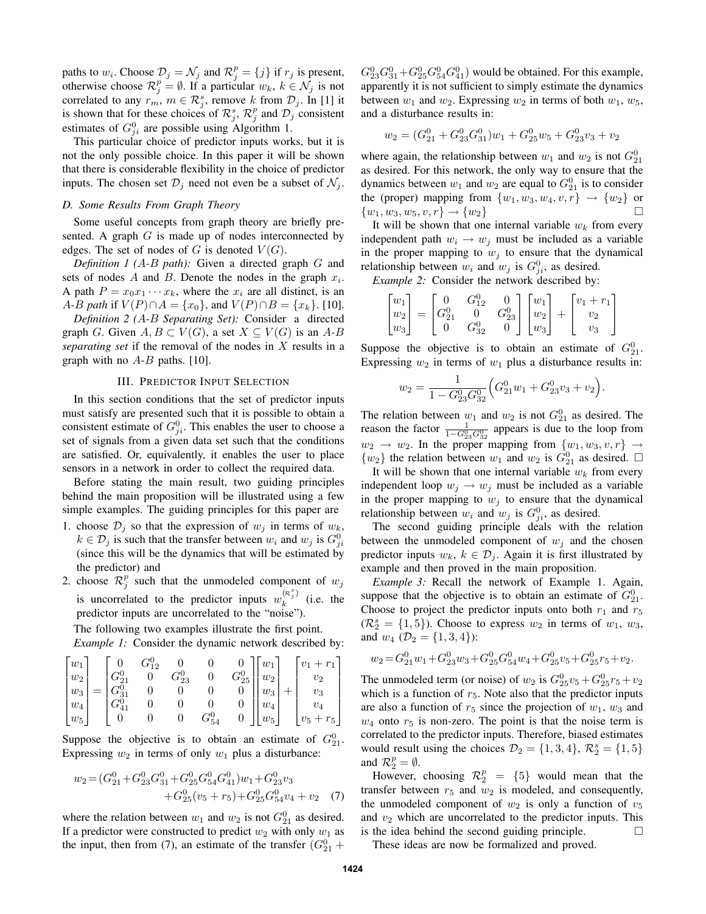paths to $w_i$. Choose $\mathcal{D}_j = \mathcal{N}_j$ and $\mathcal{R}_j^p = \{j\}$ if $r_j$ is present, otherwise choose $\mathcal{R}_j^p = \emptyset$. If a particular $w_k$, $k \in \mathcal{N}_j$ is not correlated to any $r_m$, $m \in \mathcal{R}_j^s$, remove $k$ from $\mathcal{D}_j$. In [1] it is shown that for these choices of $\mathcal{R}_j^s$, $\mathcal{R}_j^p$ and $\mathcal{D}_j$ consistent estimates of $G_{ji}^0$ are possible using Algorithm 1.

This particular choice of predictor inputs works, but it is not the only possible choice. In this paper it will be shown that there is considerable flexibility in the choice of predictor inputs. The chosen set $\mathcal{D}_j$ need not even be a subset of $\mathcal{N}_j$.

### D. Some Results From Graph Theory

Some useful concepts from graph theory are briefly presented. A graph $G$ is made up of nodes interconnected by edges. The set of nodes of $G$ is denoted $V(G)$.

*Definition 1 (A-B path):* Given a directed graph $G$ and sets of nodes $A$ and $B$. Denote the nodes in the graph $x_i$. A path $P = x_0 x_1 \cdots x_k$, where the $x_i$ are all distinct, is an *$A$-$B$ path* if $V(P) \cap A = \{x_0\}$, and $V(P) \cap B = \{x_k\}$. [10].

*Definition 2 (A-B Separating Set):* Consider a directed graph $G$. Given $A, B \subset V(G)$, a set $X \subseteq V(G)$ is an *$A$-$B$ separating set* if the removal of the nodes in $X$ results in a graph with no $A$-$B$ paths. [10].

## III. Predictor Input Selection

In this section conditions that the set of predictor inputs must satisfy are presented such that it is possible to obtain a consistent estimate of $G_{ji}^0$. This enables the user to choose a set of signals from a given data set such that the conditions are satisfied. Or, equivalently, it enables the user to place sensors in a network in order to collect the required data.

Before stating the main result, two guiding principles behind the main proposition will be illustrated using a few simple examples. The guiding principles for this paper are

1. choose $\mathcal{D}_j$ so that the expression of $w_j$ in terms of $w_k$, $k \in \mathcal{D}_j$ is such that the transfer between $w_i$ and $w_j$ is $G_{ji}^0$ (since this will be the dynamics that will be estimated by the predictor) and
2. choose $\mathcal{R}_j^p$ such that the unmodeled component of $w_j$ is uncorrelated to the predictor inputs $w_k^{(\mathcal{R}_j^s)}$ (i.e. the predictor inputs are uncorrelated to the "noise").

The following two examples illustrate the first point.

*Example 1:* Consider the dynamic network described by:

$$\begin{bmatrix} w_1 \\ w_2 \\ w_3 \\ w_4 \\ w_5 \end{bmatrix} = \begin{bmatrix} 0 & G_{12}^0 & 0 & 0 & 0 \\ G_{21}^0 & 0 & G_{23}^0 & 0 & G_{25}^0 \\ G_{31}^0 & 0 & 0 & 0 & 0 \\ G_{41}^0 & 0 & 0 & 0 & 0 \\ 0 & 0 & 0 & G_{54}^0 & 0 \end{bmatrix} \begin{bmatrix} w_1 \\ w_2 \\ w_3 \\ w_4 \\ w_5 \end{bmatrix} + \begin{bmatrix} v_1 + r_1 \\ v_2 \\ v_3 \\ v_4 \\ v_5 + r_5 \end{bmatrix}$$

Suppose the objective is to obtain an estimate of $G_{21}^0$. Expressing $w_2$ in terms of only $w_1$ plus a disturbance:

$$w_2 = (G_{21}^0 + G_{23}^0 G_{31}^0 + G_{25}^0 G_{54}^0 G_{41}^0) w_1 + G_{23}^0 v_3 + G_{25}^0 (v_5 + r_5) + G_{25}^0 G_{54}^0 v_4 + v_2 \quad (7)$$

where the relation between $w_1$ and $w_2$ is not $G_{21}^0$ as desired. If a predictor were constructed to predict $w_2$ with only $w_1$ as the input, then from (7), an estimate of the transfer $(G_{21}^0 + G_{23}^0 G_{31}^0 + G_{25}^0 G_{54}^0 G_{41}^0)$ would be obtained. For this example, apparently it is not sufficient to simply estimate the dynamics between $w_1$ and $w_2$. Expressing $w_2$ in terms of both $w_1$, $w_5$, and a disturbance results in:

$$w_2 = (G_{21}^0 + G_{23}^0 G_{31}^0) w_1 + G_{25}^0 w_5 + G_{23}^0 v_3 + v_2$$

where again, the relationship between $w_1$ and $w_2$ is not $G_{21}^0$ as desired. For this network, the only way to ensure that the dynamics between $w_1$ and $w_2$ are equal to $G_{21}^0$ is to consider the (proper) mapping from $\{w_1, w_3, w_4, v, r\} \to \{w_2\}$ or $\{w_1, w_3, w_5, v, r\} \to \{w_2\}$ □

It will be shown that one internal variable $w_k$ from every independent path $w_i \to w_j$ must be included as a variable in the proper mapping to $w_j$ to ensure that the dynamical relationship between $w_i$ and $w_j$ is $G_{ji}^0$, as desired.

*Example 2:* Consider the network described by:

$$\begin{bmatrix} w_1 \\ w_2 \\ w_3 \end{bmatrix} = \begin{bmatrix} 0 & G_{12}^0 & 0 \\ G_{21}^0 & 0 & G_{23}^0 \\ 0 & G_{32}^0 & 0 \end{bmatrix} \begin{bmatrix} w_1 \\ w_2 \\ w_3 \end{bmatrix} + \begin{bmatrix} v_1 + r_1 \\ v_2 \\ v_3 \end{bmatrix}$$

Suppose the objective is to obtain an estimate of $G_{21}^0$. Expressing $w_2$ in terms of $w_1$ plus a disturbance results in:

$$w_2 = \frac{1}{1 - G_{23}^0 G_{32}^0} \Big( G_{21}^0 w_1 + G_{23}^0 v_3 + v_2 \Big).$$

The relation between $w_1$ and $w_2$ is not $G_{21}^0$ as desired. The reason the factor $\frac{1}{1 - G_{23}^0 G_{32}^0}$ appears is due to the loop from $w_2 \to w_2$. In the proper mapping from $\{w_1, w_3, v, r\} \to \{w_2\}$ the relation between $w_1$ and $w_2$ is $G_{21}^0$ as desired. □

It will be shown that one internal variable $w_k$ from every independent loop $w_j \to w_j$ must be included as a variable in the proper mapping to $w_j$ to ensure that the dynamical relationship between $w_i$ and $w_j$ is $G_{ji}^0$, as desired.

The second guiding principle deals with the relation between the unmodeled component of $w_j$ and the chosen predictor inputs $w_k$, $k \in \mathcal{D}_j$. Again it is first illustrated by example and then proved in the main proposition.

*Example 3:* Recall the network of Example 1. Again, suppose that the objective is to obtain an estimate of $G_{21}^0$. Choose to project the predictor inputs onto both $r_1$ and $r_5$ ($\mathcal{R}_2^s = \{1, 5\}$). Choose to express $w_2$ in terms of $w_1$, $w_3$, and $w_4$ ($\mathcal{D}_2 = \{1, 3, 4\}$):

$$w_2 = G_{21}^0 w_1 + G_{23}^0 w_3 + G_{25}^0 G_{54}^0 w_4 + G_{25}^0 v_5 + G_{25}^0 r_5 + v_2.$$

The unmodeled term (or noise) of $w_2$ is $G_{25}^0 v_5 + G_{25}^0 r_5 + v_2$ which is a function of $r_5$. Note also that the predictor inputs are also a function of $r_5$ since the projection of $w_1$, $w_3$ and $w_4$ onto $r_5$ is non-zero. The point is that the noise term is correlated to the predictor inputs. Therefore, biased estimates would result using the choices $\mathcal{D}_2 = \{1, 3, 4\}$, $\mathcal{R}_2^s = \{1, 5\}$ and $\mathcal{R}_2^p = \emptyset$.

However, choosing $\mathcal{R}_2^p = \{5\}$ would mean that the transfer between $r_5$ and $w_2$ is modeled, and consequently, the unmodeled component of $w_2$ is only a function of $v_5$ and $v_2$ which are uncorrelated to the predictor inputs. This is the idea behind the second guiding principle. □

These ideas are now be formalized and proved.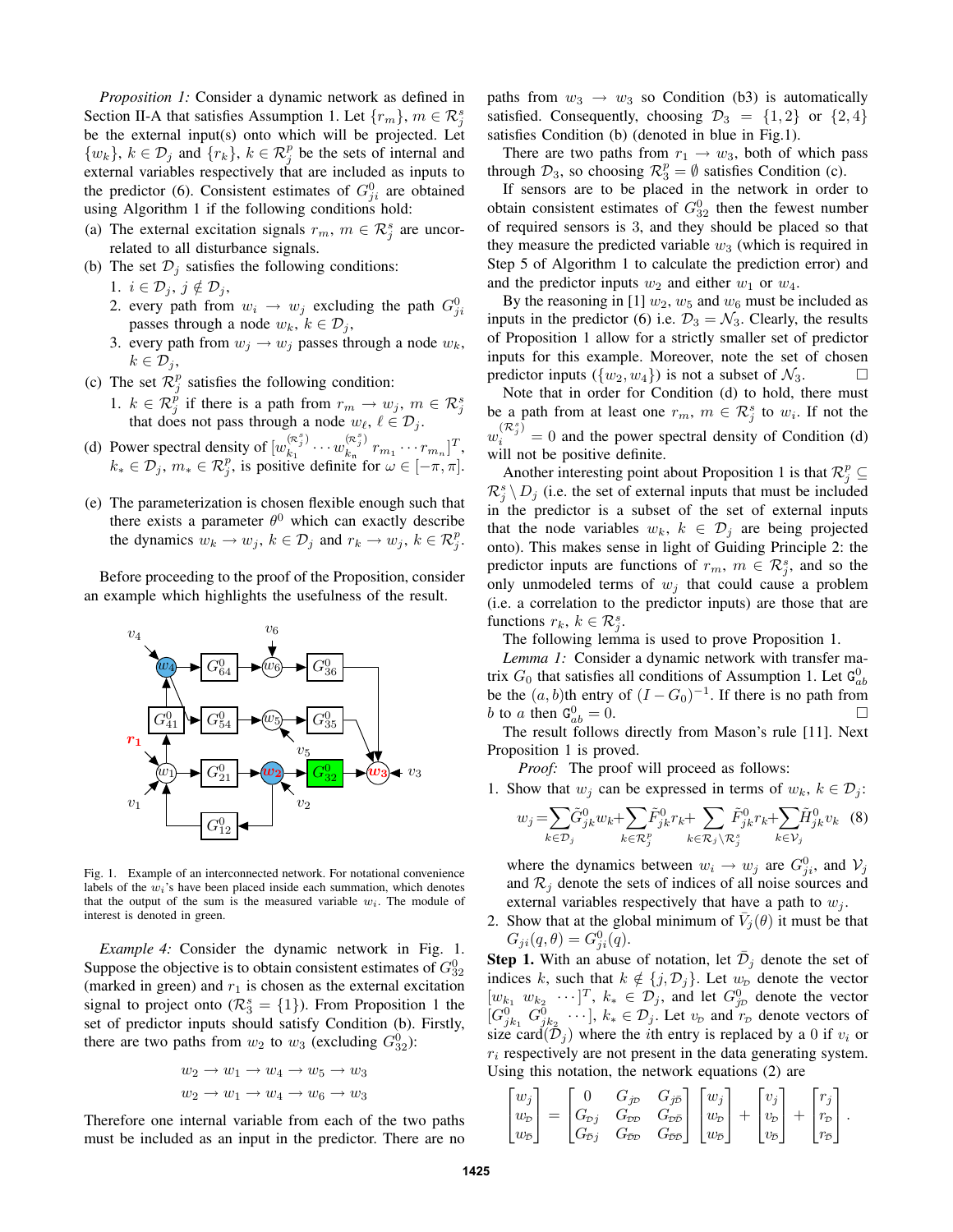*Proposition 1:* Consider a dynamic network as defined in Section II-A that satisfies Assumption 1. Let $\{r_m\}$, $m \in \mathcal{R}_j^s$ be the external input(s) onto which will be projected. Let $\{w_k\}$, $k \in \mathcal{D}_j$ and $\{r_k\}$, $k \in \mathcal{R}_j^p$ be the sets of internal and external variables respectively that are included as inputs to the predictor (6). Consistent estimates of $G_{ji}^0$ are obtained using Algorithm 1 if the following conditions hold:

(a) The external excitation signals $r_m$, $m \in \mathcal{R}_j^s$ are uncorrelated to all disturbance signals.

(b) The set $\mathcal{D}_j$ satisfies the following conditions:
   1. $i \in \mathcal{D}_j$, $j \notin \mathcal{D}_j$,
   2. every path from $w_i \to w_j$ excluding the path $G_{ji}^0$ passes through a node $w_k$, $k \in \mathcal{D}_j$,
   3. every path from $w_j \to w_j$ passes through a node $w_k$, $k \in \mathcal{D}_j$,

(c) The set $\mathcal{R}_j^p$ satisfies the following condition:
   1. $k \in \mathcal{R}_j^p$ if there is a path from $r_m \to w_j$, $m \in \mathcal{R}_j^s$ that does not pass through a node $w_\ell$, $\ell \in \mathcal{D}_j$.

(d) Power spectral density of $[w_{k_1}^{(\mathcal{R}_j^s)} \cdots w_{k_n}^{(\mathcal{R}_j^s)}\ r_{m_1} \cdots r_{m_n}]^T$, $k_* \in \mathcal{D}_j$, $m_* \in \mathcal{R}_j^p$, is positive definite for $\omega \in [-\pi, \pi]$.

(e) The parameterization is chosen flexible enough such that there exists a parameter $\theta^0$ which can exactly describe the dynamics $w_k \to w_j$, $k \in \mathcal{D}_j$ and $r_k \to w_j$, $k \in \mathcal{R}_j^p$.

Before proceeding to the proof of the Proposition, consider an example which highlights the usefulness of the result.

Fig. 1. Example of an interconnected network. For notational convenience labels of the $w_i$'s have been placed inside each summation, which denotes that the output of the sum is the measured variable $w_i$. The module of interest is denoted in green.

*Example 4:* Consider the dynamic network in Fig. 1. Suppose the objective is to obtain consistent estimates of $G_{32}^0$ (marked in green) and $r_1$ is chosen as the external excitation signal to project onto ($\mathcal{R}_3^s = \{1\}$). From Proposition 1 the set of predictor inputs should satisfy Condition (b). Firstly, there are two paths from $w_2$ to $w_3$ (excluding $G_{32}^0$):

$$w_2 \to w_1 \to w_4 \to w_5 \to w_3$$
$$w_2 \to w_1 \to w_4 \to w_6 \to w_3$$

Therefore one internal variable from each of the two paths must be included as an input in the predictor. There are no paths from $w_3 \to w_3$ so Condition (b3) is automatically satisfied. Consequently, choosing $\mathcal{D}_3 = \{1, 2\}$ or $\{2, 4\}$ satisfies Condition (b) (denoted in blue in Fig.1).

There are two paths from $r_1 \to w_3$, both of which pass through $\mathcal{D}_3$, so choosing $\mathcal{R}_3^p = \emptyset$ satisfies Condition (c).

If sensors are to be placed in the network in order to obtain consistent estimates of $G_{32}^0$ then the fewest number of required sensors is 3, and they should be placed so that they measure the predicted variable $w_3$ (which is required in Step 5 of Algorithm 1 to calculate the prediction error) and and the predictor inputs $w_2$ and either $w_1$ or $w_4$.

By the reasoning in [1] $w_2$, $w_5$ and $w_6$ must be included as inputs in the predictor (6) i.e. $\mathcal{D}_3 = \mathcal{N}_3$. Clearly, the results of Proposition 1 allow for a strictly smaller set of predictor inputs for this example. Moreover, note the set of chosen predictor inputs ($\{w_2, w_4\}$) is not a subset of $\mathcal{N}_3$. $\square$

Note that in order for Condition (d) to hold, there must be a path from at least one $r_m$, $m \in \mathcal{R}_j^s$ to $w_i$. If not the $w_i^{(\mathcal{R}_j^s)} = 0$ and the power spectral density of Condition (d) will not be positive definite.

Another interesting point about Proposition 1 is that $\mathcal{R}_j^p \subseteq \mathcal{R}_j^s \setminus D_j$ (i.e. the set of external inputs that must be included in the predictor is a subset of the set of external inputs that the node variables $w_k$, $k \in \mathcal{D}_j$ are being projected onto). This makes sense in light of Guiding Principle 2: the predictor inputs are functions of $r_m$, $m \in \mathcal{R}_j^s$, and so the only unmodeled terms of $w_j$ that could cause a problem (i.e. a correlation to the predictor inputs) are those that are functions $r_k$, $k \in \mathcal{R}_j^s$.

The following lemma is used to prove Proposition 1.

*Lemma 1:* Consider a dynamic network with transfer matrix $G_0$ that satisfies all conditions of Assumption 1. Let $\mathtt{G}_{ab}^0$ be the $(a,b)$th entry of $(I - G_0)^{-1}$. If there is no path from $b$ to $a$ then $\mathtt{G}_{ab}^0 = 0$. $\square$

The result follows directly from Mason's rule [11]. Next Proposition 1 is proved.

*Proof:* The proof will proceed as follows:

1. Show that $w_j$ can be expressed in terms of $w_k$, $k \in \mathcal{D}_j$:
$$w_j = \sum_{k \in \mathcal{D}_j} \tilde{G}_{jk}^0 w_k + \sum_{k \in \mathcal{R}_j^p} \tilde{F}_{jk}^0 r_k + \sum_{k \in \mathcal{R}_j \setminus \mathcal{R}_j^s} \tilde{F}_{jk}^0 r_k + \sum_{k \in \mathcal{V}_j} \tilde{H}_{jk}^0 v_k \quad (8)$$
where the dynamics between $w_i \to w_j$ are $G_{ji}^0$, and $\mathcal{V}_j$ and $\mathcal{R}_j$ denote the sets of indices of all noise sources and external variables respectively that have a path to $w_j$.
2. Show that at the global minimum of $\bar{V}_j(\theta)$ it must be that $G_{ji}(q, \theta) = G_{ji}^0(q)$.

**Step 1.** With an abuse of notation, let $\bar{\mathcal{D}}_j$ denote the set of indices $k$, such that $k \notin \{j, \mathcal{D}_j\}$. Let $w_{\mathcal{D}}$ denote the vector $[w_{k_1}\ w_{k_2}\ \cdots]^T$, $k_* \in \mathcal{D}_j$, and let $G_{j\mathcal{D}}^0$ denote the vector $[G_{jk_1}^0\ G_{jk_2}^0\ \cdots]$, $k_* \in \mathcal{D}_j$. Let $v_{\mathcal{D}}$ and $r_{\mathcal{D}}$ denote vectors of size card($\mathcal{D}_j$) where the $i$th entry is replaced by a 0 if $v_i$ or $r_i$ respectively are not present in the data generating system. Using this notation, the network equations (2) are

$$\begin{bmatrix} w_j \\ w_{\mathcal{D}} \\ w_{\bar{\mathcal{D}}} \end{bmatrix} = \begin{bmatrix} 0 & G_{j\mathcal{D}} & G_{j\bar{\mathcal{D}}} \\ G_{\mathcal{D}j} & G_{\mathcal{D}\mathcal{D}} & G_{\mathcal{D}\bar{\mathcal{D}}} \\ G_{\bar{\mathcal{D}}j} & G_{\bar{\mathcal{D}}\mathcal{D}} & G_{\bar{\mathcal{D}}\bar{\mathcal{D}}} \end{bmatrix} \begin{bmatrix} w_j \\ w_{\mathcal{D}} \\ w_{\bar{\mathcal{D}}} \end{bmatrix} + \begin{bmatrix} v_j \\ v_{\mathcal{D}} \\ v_{\bar{\mathcal{D}}} \end{bmatrix} + \begin{bmatrix} r_j \\ r_{\mathcal{D}} \\ r_{\bar{\mathcal{D}}} \end{bmatrix}.$$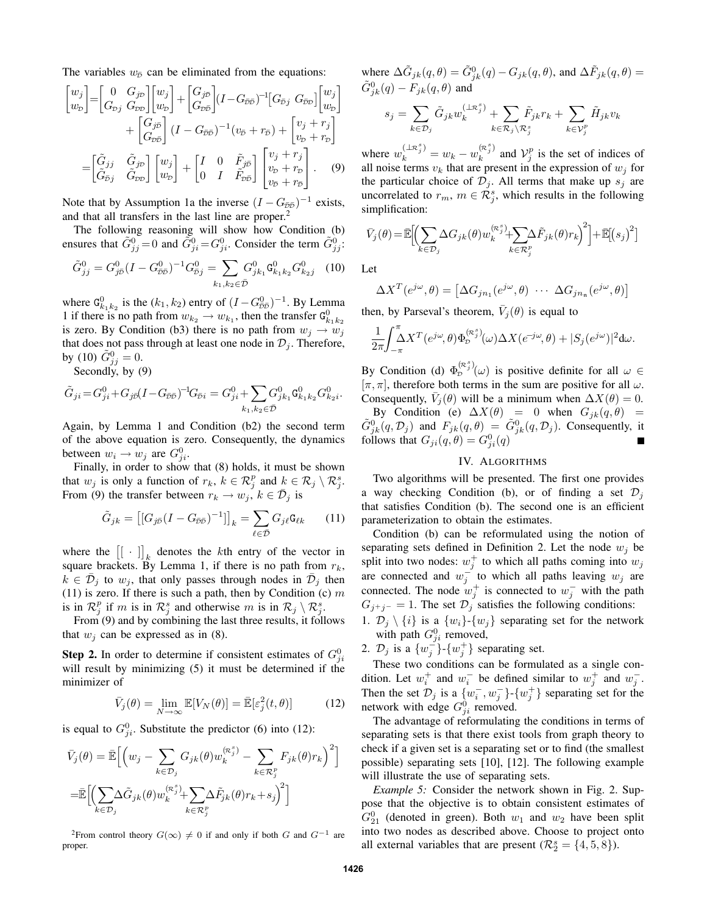The variables $w_{\bar{\mathcal{D}}}$ can be eliminated from the equations:

$$
\begin{aligned}
\begin{bmatrix} w_j \\ w_{\mathcal{D}} \end{bmatrix} &= \begin{bmatrix} 0 & G_{j\mathcal{D}} \\ G_{\mathcal{D}j} & G_{\mathcal{D}\mathcal{D}} \end{bmatrix} \begin{bmatrix} w_j \\ w_{\mathcal{D}} \end{bmatrix} + \begin{bmatrix} G_{j\bar{\mathcal{D}}} \\ G_{\mathcal{D}\bar{\mathcal{D}}} \end{bmatrix} (I - G_{\bar{\mathcal{D}}\bar{\mathcal{D}}})^{-1} \begin{bmatrix} G_{\bar{\mathcal{D}}j} & G_{\bar{\mathcal{D}}\mathcal{D}} \end{bmatrix} \begin{bmatrix} w_j \\ w_{\mathcal{D}} \end{bmatrix} \\
&\quad + \begin{bmatrix} G_{j\bar{\mathcal{D}}} \\ G_{\mathcal{D}\bar{\mathcal{D}}} \end{bmatrix} (I - G_{\bar{\mathcal{D}}\bar{\mathcal{D}}})^{-1} (v_{\bar{\mathcal{D}}} + r_{\bar{\mathcal{D}}}) + \begin{bmatrix} v_j + r_j \\ v_{\mathcal{D}} + r_{\mathcal{D}} \end{bmatrix} \\
&= \begin{bmatrix} \tilde{G}_{jj} & \tilde{G}_{j\mathcal{D}} \\ \tilde{G}_{\bar{\mathcal{D}}j} & \tilde{G}_{\mathcal{D}\mathcal{D}} \end{bmatrix} \begin{bmatrix} w_j \\ w_{\mathcal{D}} \end{bmatrix} + \begin{bmatrix} I & 0 & \tilde{F}_{j\bar{\mathcal{D}}} \\ 0 & I & \tilde{F}_{\mathcal{D}\bar{\mathcal{D}}} \end{bmatrix} \begin{bmatrix} v_j + r_j \\ v_{\mathcal{D}} + r_{\mathcal{D}} \\ v_{\bar{\mathcal{D}}} + r_{\bar{\mathcal{D}}} \end{bmatrix}. \quad (9)
\end{aligned}
$$

Note that by Assumption 1a the inverse $(I - G_{\bar{\mathcal{D}}\bar{\mathcal{D}}})^{-1}$ exists, and that all transfers in the last line are proper.[2]

The following reasoning will show how Condition (b) ensures that $\tilde{G}^0_{jj} = 0$ and $\tilde{G}^0_{ji} = G^0_{ji}$. Consider the term $\tilde{G}^0_{jj}$:

$$
\tilde{G}^0_{jj} = G^0_{j\bar{\mathcal{D}}}(I - G^0_{\bar{\mathcal{D}}\bar{\mathcal{D}}})^{-1} G^0_{\bar{\mathcal{D}}j} = \sum_{k_1,k_2 \in \bar{\mathcal{D}}} G^0_{jk_1} \mathtt{G}^0_{k_1k_2} G^0_{k_2j} \quad (10)
$$

where $\mathtt{G}^0_{k_1k_2}$ is the $(k_1, k_2)$ entry of $(I - G^0_{\bar{\mathcal{D}}\bar{\mathcal{D}}})^{-1}$. By Lemma 1 if there is no path from $w_{k_2} \to w_{k_1}$, then the transfer $\mathtt{G}^0_{k_1k_2}$ is zero. By Condition (b3) there is no path from $w_j \to w_j$ that does not pass through at least one node in $\mathcal{D}_j$. Therefore, by (10) $\tilde{G}^0_{jj} = 0$.

Secondly, by (9)

$$
\tilde{G}_{ji} = G^0_{ji} + G_{j\bar{\mathcal{D}}}(I - G_{\bar{\mathcal{D}}\bar{\mathcal{D}}})^{-1} G_{\bar{\mathcal{D}}i} = G^0_{ji} + \sum_{k_1,k_2 \in \bar{\mathcal{D}}} G^0_{jk_1} \mathtt{G}^0_{k_1k_2} G^0_{k_2i}.
$$

Again, by Lemma 1 and Condition (b2) the second term of the above equation is zero. Consequently, the dynamics between $w_i \to w_j$ are $G^0_{ji}$.

Finally, in order to show that (8) holds, it must be shown that $w_j$ is only a function of $r_k$, $k \in \mathcal{R}^p_j$ and $k \in \mathcal{R}_j \setminus \mathcal{R}^s_j$. From (9) the transfer between $r_k \to w_j$, $k \in \bar{\mathcal{D}}_j$ is

$$
\tilde{G}_{jk} = \big[[G_{j\bar{\mathcal{D}}}(I - G_{\bar{\mathcal{D}}\bar{\mathcal{D}}})^{-1}]\big]_k = \sum_{\ell \in \bar{\mathcal{D}}} G_{j\ell} \mathtt{G}_{\ell k} \quad (11)
$$

where $\big[[\,\cdot\,]\big]_k$ denotes the $k$th entry of the vector in square brackets. By Lemma 1, if there is no path from $r_k$, $k \in \bar{\mathcal{D}}_j$ to $w_j$, that only passes through nodes in $\bar{\mathcal{D}}_j$ then (11) is zero. If there is such a path, then by Condition (c) $m$ is in $\mathcal{R}^p_j$ if $m$ is in $\mathcal{R}^s_j$ and otherwise $m$ is in $\mathcal{R}_j \setminus \mathcal{R}^s_j$.

From (9) and by combining the last three results, it follows that $w_j$ can be expressed as in (8).

**Step 2.** In order to determine if consistent estimates of $G^0_{ji}$ will result by minimizing (5) it must be determined if the minimizer of

$$
\bar{V}_j(\theta) = \lim_{N \to \infty} \mathbb{E}[V_N(\theta)] = \bar{\mathbb{E}}[\varepsilon^2_j(t, \theta)] \quad (12)
$$

is equal to $G^0_{ji}$. Substitute the predictor (6) into (12):

$$
\begin{aligned}
\bar{V}_j(\theta) &= \bar{\mathbb{E}}\Big[\Big(w_j - \sum_{k \in \mathcal{D}_j} G_{jk}(\theta) w_k^{(\mathcal{R}^s_j)} - \sum_{k \in \mathcal{R}^p_j} F_{jk}(\theta) r_k\Big)^2\Big] \\
&= \bar{\mathbb{E}}\Big[\Big(\sum_{k \in \mathcal{D}_j} \Delta\tilde{G}_{jk}(\theta) w_k^{(\mathcal{R}^s_j)} + \sum_{k \in \mathcal{R}^p_j} \Delta\tilde{F}_{jk}(\theta) r_k + s_j\Big)^2\Big]
\end{aligned}
$$

where $\Delta\tilde{G}_{jk}(q, \theta) = \tilde{G}^0_{jk}(q) - G_{jk}(q, \theta)$, and $\Delta\tilde{F}_{jk}(q, \theta) = \tilde{G}^0_{jk}(q) - F_{jk}(q, \theta)$ and

$$
s_j = \sum_{k \in \mathcal{D}_j} \tilde{G}_{jk} w_k^{(\perp\mathcal{R}^s_j)} + \sum_{k \in \mathcal{R}_j \setminus \mathcal{R}^s_j} \tilde{F}_{jk} r_k + \sum_{k \in \mathcal{V}^p_j} \tilde{H}_{jk} v_k
$$

where $w_k^{(\perp\mathcal{R}^s_j)} = w_k - w_k^{(\mathcal{R}^s_j)}$ and $\mathcal{V}^p_j$ is the set of indices of all noise terms $v_k$ that are present in the expression of $w_j$ for the particular choice of $\mathcal{D}_j$. All terms that make up $s_j$ are uncorrelated to $r_m$, $m \in \mathcal{R}^s_j$, which results in the following simplification:

$$
\bar{V}_j(\theta) = \bar{\mathbb{E}}\Big[\Big(\sum_{k \in \mathcal{D}_j} \Delta G_{jk}(\theta) w_k^{(\mathcal{R}^s_j)} + \sum_{k \in \mathcal{R}^p_j} \Delta\tilde{F}_{jk}(\theta) r_k\Big)^2\Big] + \bar{\mathbb{E}}\big[(s_j)^2\big]
$$

Let

$$
\Delta X^T(e^{j\omega}, \theta) = \begin{bmatrix} \Delta G_{jn_1}(e^{j\omega}, \theta) & \cdots & \Delta G_{jn_n}(e^{j\omega}, \theta) \end{bmatrix}
$$

then, by Parseval's theorem, $\bar{V}_j(\theta)$ is equal to

$$
\frac{1}{2\pi} \int_{-\pi}^{\pi} \Delta X^T(e^{j\omega}, \theta) \Phi_{\mathcal{D}}^{(\mathcal{R}^s_j)}(\omega) \Delta X(e^{-j\omega}, \theta) + |S_j(e^{j\omega})|^2 \mathrm{d}\omega.
$$

By Condition (d) $\Phi_{\mathcal{D}}^{(\mathcal{R}^s_j)}(\omega)$ is positive definite for all $\omega \in [\pi, \pi]$, therefore both terms in the sum are positive for all $\omega$. Consequently, $\bar{V}_j(\theta)$ will be a minimum when $\Delta X(\theta) = 0$.

By Condition (e) $\Delta X(\theta) = 0$ when $G_{jk}(q, \theta) = \tilde{G}^0_{jk}(q, \mathcal{D}_j)$ and $F_{jk}(q, \theta) = \tilde{G}^0_{jk}(q, \mathcal{D}_j)$. Consequently, it follows that $G_{ji}(q, \theta) = G^0_{ji}(q)$ ∎

## IV. Algorithms

Two algorithms will be presented. The first one provides a way checking Condition (b), or of finding a set $\mathcal{D}_j$ that satisfies Condition (b). The second one is an efficient parameterization to obtain the estimates.

Condition (b) can be reformulated using the notion of separating sets defined in Definition 2. Let the node $w_j$ be split into two nodes: $w_j^+$ to which all paths coming into $w_j$ are connected and $w_j^-$ to which all paths leaving $w_j$ are connected. The node $w_j^+$ is connected to $w_j^-$ with the path $G_{j^+j^-} = 1$. The set $\mathcal{D}_j$ satisfies the following conditions:

1. $\mathcal{D}_j \setminus \{i\}$ is a $\{w_i\}$-$\{w_j\}$ separating set for the network with path $G^0_{ji}$ removed,
2. $\mathcal{D}_j$ is a $\{w_j^-\}$-$\{w_j^+\}$ separating set.

These two conditions can be formulated as a single condition. Let $w_i^+$ and $w_i^-$ be defined similar to $w_j^+$ and $w_j^-$. Then the set $\mathcal{D}_j$ is a $\{w_i^-, w_j^-\}$-$\{w_j^+\}$ separating set for the network with edge $G^0_{ji}$ removed.

The advantage of reformulating the conditions in terms of separating sets is that there exist tools from graph theory to check if a given set is a separating set or to find (the smallest possible) separating sets [10], [12]. The following example will illustrate the use of separating sets.

*Example 5:* Consider the network shown in Fig. 2. Suppose that the objective is to obtain consistent estimates of $G^0_{21}$ (denoted in green). Both $w_1$ and $w_2$ have been split into two nodes as described above. Choose to project onto all external variables that are present ($\mathcal{R}^s_2 = \{4, 5, 8\}$).

[2] From control theory $G(\infty) \neq 0$ if and only if both $G$ and $G^{-1}$ are proper.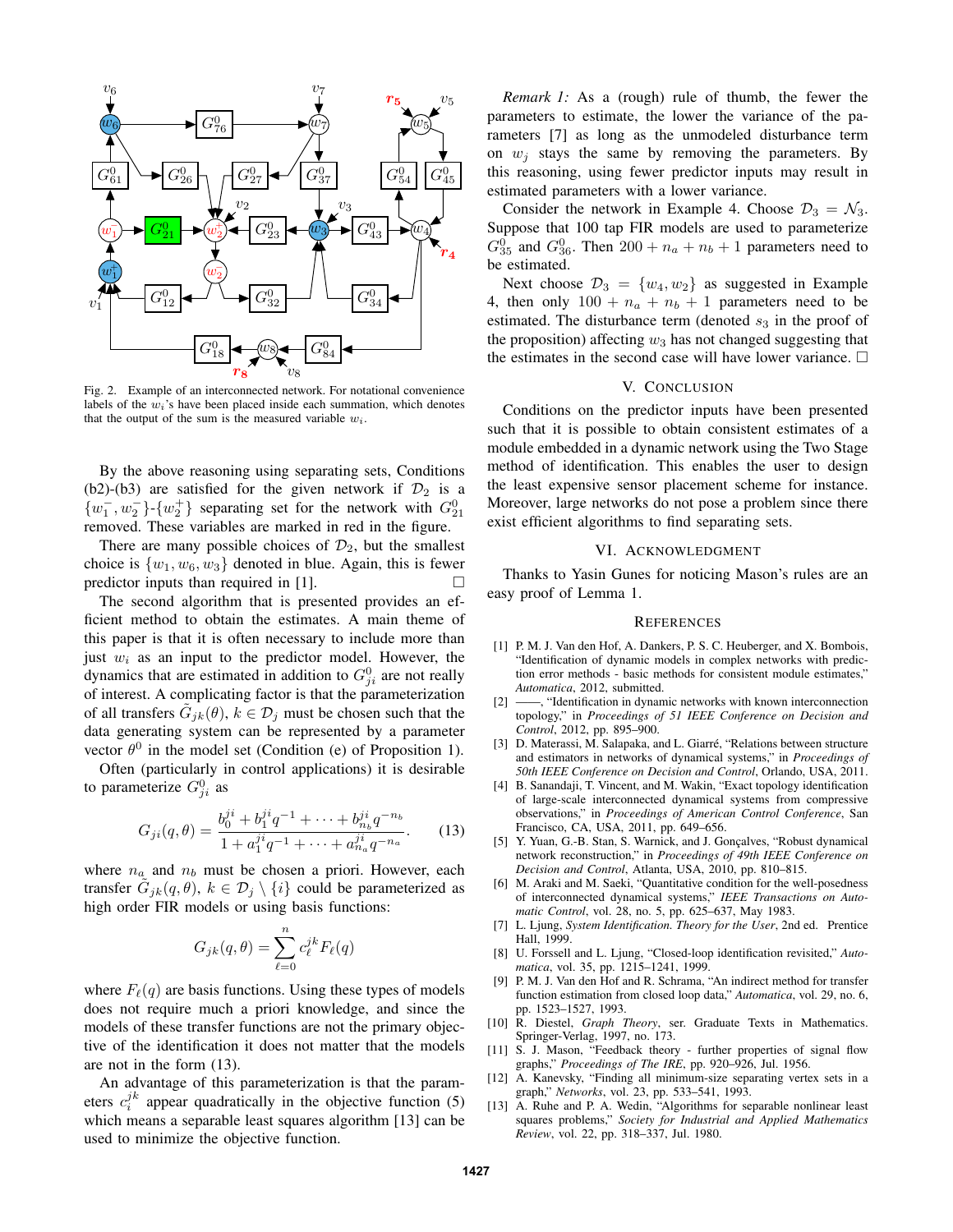v6

v7

r5

v5

w6

$G^0_{76}$

w7

w5

$G^0_{61}$

$G^0_{26}$

$G^0_{27}$

$G^0_{37}$

$G^0_{54}$

$G^0_{45}$

v2

v3

w1−

$G^0_{21}$

w2+

$G^0_{23}$

w3

$G^0_{43}$

w4

r4

w2−

w1+

$G^0_{12}$

$G^0_{32}$

$G^0_{34}$

v1

$G^0_{18}$

w8

$G^0_{84}$

r8

v8

Fig. 2. Example of an interconnected network. For notational convenience labels of the $w_i$'s have been placed inside each summation, which denotes that the output of the sum is the measured variable $w_i$.

By the above reasoning using separating sets, Conditions (b2)-(b3) are satisfied for the given network if $\mathcal{D}_2$ is a $\{w_1^-, w_2^-\}$-$\{w_2^+\}$ separating set for the network with $G_{21}^0$ removed. These variables are marked in red in the figure.

There are many possible choices of $\mathcal{D}_2$, but the smallest choice is $\{w_1, w_6, w_3\}$ denoted in blue. Again, this is fewer predictor inputs than required in [1]. □

The second algorithm that is presented provides an efficient method to obtain the estimates. A main theme of this paper is that it is often necessary to include more than just $w_i$ as an input to the predictor model. However, the dynamics that are estimated in addition to $G_{ji}^0$ are not really of interest. A complicating factor is that the parameterization of all transfers $\tilde{G}_{jk}(\theta)$, $k \in \mathcal{D}_j$ must be chosen such that the data generating system can be represented by a parameter vector $\theta^0$ in the model set (Condition (e) of Proposition 1).

Often (particularly in control applications) it is desirable to parameterize $G_{ji}^0$ as

$$G_{ji}(q,\theta) = \frac{b_0^{ji} + b_1^{ji}q^{-1} + \cdots + b_{n_b}^{ji}q^{-n_b}}{1 + a_1^{ji}q^{-1} + \cdots + a_{n_a}^{ji}q^{-n_a}}. \qquad (13)$$

where $n_a$ and $n_b$ must be chosen a priori. However, each transfer $\tilde{G}_{jk}(q,\theta)$, $k \in \mathcal{D}_j \setminus \{i\}$ could be parameterized as high order FIR models or using basis functions:

$$G_{jk}(q,\theta) = \sum_{\ell=0}^{n} c_\ell^{jk} F_\ell(q)$$

where $F_\ell(q)$ are basis functions. Using these types of models does not require much a priori knowledge, and since the models of these transfer functions are not the primary objective of the identification it does not matter that the models are not in the form (13).

An advantage of this parameterization is that the parameters $c_i^{jk}$ appear quadratically in the objective function (5) which means a separable least squares algorithm [13] can be used to minimize the objective function.

*Remark 1:* As a (rough) rule of thumb, the fewer the parameters to estimate, the lower the variance of the parameters [7] as long as the unmodeled disturbance term on $w_j$ stays the same by removing the parameters. By this reasoning, using fewer predictor inputs may result in estimated parameters with a lower variance.

Consider the network in Example 4. Choose $\mathcal{D}_3 = \mathcal{N}_3$. Suppose that 100 tap FIR models are used to parameterize $G_{35}^0$ and $G_{36}^0$. Then $200 + n_a + n_b + 1$ parameters need to be estimated.

Next choose $\mathcal{D}_3 = \{w_4, w_2\}$ as suggested in Example 4, then only $100 + n_a + n_b + 1$ parameters need to be estimated. The disturbance term (denoted $s_3$ in the proof of the proposition) affecting $w_3$ has not changed suggesting that the estimates in the second case will have lower variance. □

## V. Conclusion

Conditions on the predictor inputs have been presented such that it is possible to obtain consistent estimates of a module embedded in a dynamic network using the Two Stage method of identification. This enables the user to design the least expensive sensor placement scheme for instance. Moreover, large networks do not pose a problem since there exist efficient algorithms to find separating sets.

## VI. Acknowledgment

Thanks to Yasin Gunes for noticing Mason's rules are an easy proof of Lemma 1.

## References

[1] P. M. J. Van den Hof, A. Dankers, P. S. C. Heuberger, and X. Bombois, "Identification of dynamic models in complex networks with prediction error methods - basic methods for consistent module estimates," *Automatica*, 2012, submitted.

[2] ——, "Identification in dynamic networks with known interconnection topology," in *Proceedings of 51 IEEE Conference on Decision and Control*, 2012, pp. 895–900.

[3] D. Materassi, M. Salapaka, and L. Giarré, "Relations between structure and estimators in networks of dynamical systems," in *Proceedings of 50th IEEE Conference on Decision and Control*, Orlando, USA, 2011.

[4] B. Sanandaji, T. Vincent, and M. Wakin, "Exact topology identification of large-scale interconnected dynamical systems from compressive observations," in *Proceedings of American Control Conference*, San Francisco, CA, USA, 2011, pp. 649–656.

[5] Y. Yuan, G.-B. Stan, S. Warnick, and J. Gonçalves, "Robust dynamical network reconstruction," in *Proceedings of 49th IEEE Conference on Decision and Control*, Atlanta, USA, 2010, pp. 810–815.

[6] M. Araki and M. Saeki, "Quantitative condition for the well-posedness of interconnected dynamical systems," *IEEE Transactions on Automatic Control*, vol. 28, no. 5, pp. 625–637, May 1983.

[7] L. Ljung, *System Identification. Theory for the User*, 2nd ed. Prentice Hall, 1999.

[8] U. Forssell and L. Ljung, "Closed-loop identification revisited," *Automatica*, vol. 35, pp. 1215–1241, 1999.

[9] P. M. J. Van den Hof and R. Schrama, "An indirect method for transfer function estimation from closed loop data," *Automatica*, vol. 29, no. 6, pp. 1523–1527, 1993.

[10] R. Diestel, *Graph Theory*, ser. Graduate Texts in Mathematics. Springer-Verlag, 1997, no. 173.

[11] S. J. Mason, "Feedback theory - further properties of signal flow graphs," *Proceedings of The IRE*, pp. 920–926, Jul. 1956.

[12] A. Kanevsky, "Finding all minimum-size separating vertex sets in a graph," *Networks*, vol. 23, pp. 533–541, 1993.

[13] A. Ruhe and P. A. Wedin, "Algorithms for separable nonlinear least squares problems," *Society for Industrial and Applied Mathematics Review*, vol. 22, pp. 318–337, Jul. 1980.